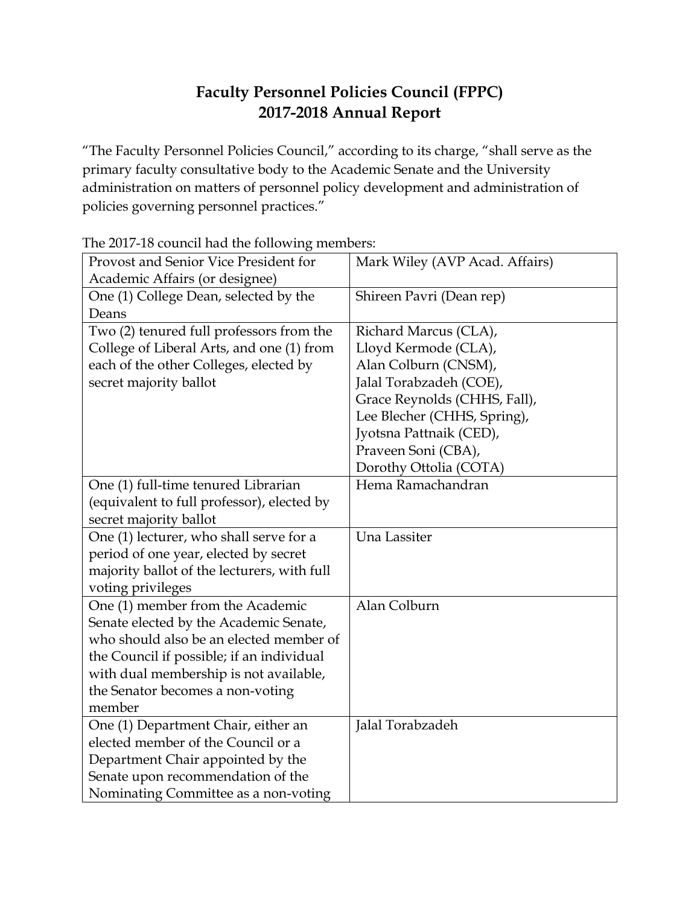# Faculty Personnel Policies Council (FPPC)
# 2017-2018 Annual Report

"The Faculty Personnel Policies Council," according to its charge, "shall serve as the primary faculty consultative body to the Academic Senate and the University administration on matters of personnel policy development and administration of policies governing personnel practices."

The 2017-18 council had the following members:

| Provost and Senior Vice President for Academic Affairs (or designee) | Mark Wiley (AVP Acad. Affairs) |
|---|---|
| One (1) College Dean, selected by the Deans | Shireen Pavri (Dean rep) |
| Two (2) tenured full professors from the College of Liberal Arts, and one (1) from each of the other Colleges, elected by secret majority ballot | Richard Marcus (CLA), Lloyd Kermode (CLA), Alan Colburn (CNSM), Jalal Torabzadeh (COE), Grace Reynolds (CHHS, Fall), Lee Blecher (CHHS, Spring), Jyotsna Pattnaik (CED), Praveen Soni (CBA), Dorothy Ottolia (COTA) |
| One (1) full-time tenured Librarian (equivalent to full professor), elected by secret majority ballot | Hema Ramachandran |
| One (1) lecturer, who shall serve for a period of one year, elected by secret majority ballot of the lecturers, with full voting privileges | Una Lassiter |
| One (1) member from the Academic Senate elected by the Academic Senate, who should also be an elected member of the Council if possible; if an individual with dual membership is not available, the Senator becomes a non-voting member | Alan Colburn |
| One (1) Department Chair, either an elected member of the Council or a Department Chair appointed by the Senate upon recommendation of the Nominating Committee as a non-voting | Jalal Torabzadeh |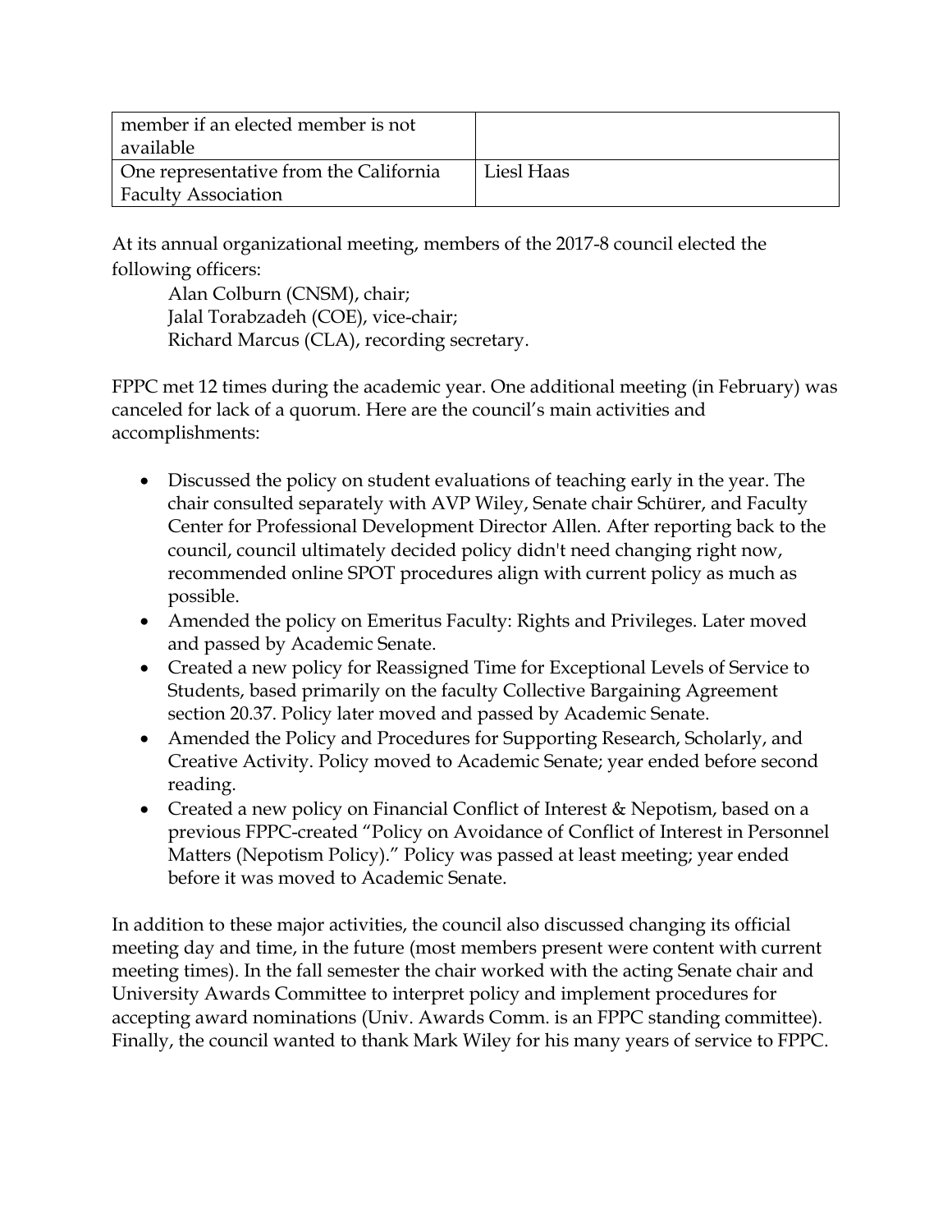| | |
|---|---|
| member if an elected member is not available | |
| One representative from the California Faculty Association | Liesl Haas |

At its annual organizational meeting, members of the 2017-8 council elected the following officers:

Alan Colburn (CNSM), chair;
Jalal Torabzadeh (COE), vice-chair;
Richard Marcus (CLA), recording secretary.

FPPC met 12 times during the academic year. One additional meeting (in February) was canceled for lack of a quorum. Here are the council's main activities and accomplishments:

- Discussed the policy on student evaluations of teaching early in the year. The chair consulted separately with AVP Wiley, Senate chair Schürer, and Faculty Center for Professional Development Director Allen. After reporting back to the council, council ultimately decided policy didn't need changing right now, recommended online SPOT procedures align with current policy as much as possible.
- Amended the policy on Emeritus Faculty: Rights and Privileges. Later moved and passed by Academic Senate.
- Created a new policy for Reassigned Time for Exceptional Levels of Service to Students, based primarily on the faculty Collective Bargaining Agreement section 20.37. Policy later moved and passed by Academic Senate.
- Amended the Policy and Procedures for Supporting Research, Scholarly, and Creative Activity. Policy moved to Academic Senate; year ended before second reading.
- Created a new policy on Financial Conflict of Interest & Nepotism, based on a previous FPPC-created "Policy on Avoidance of Conflict of Interest in Personnel Matters (Nepotism Policy)." Policy was passed at least meeting; year ended before it was moved to Academic Senate.

In addition to these major activities, the council also discussed changing its official meeting day and time, in the future (most members present were content with current meeting times). In the fall semester the chair worked with the acting Senate chair and University Awards Committee to interpret policy and implement procedures for accepting award nominations (Univ. Awards Comm. is an FPPC standing committee). Finally, the council wanted to thank Mark Wiley for his many years of service to FPPC.